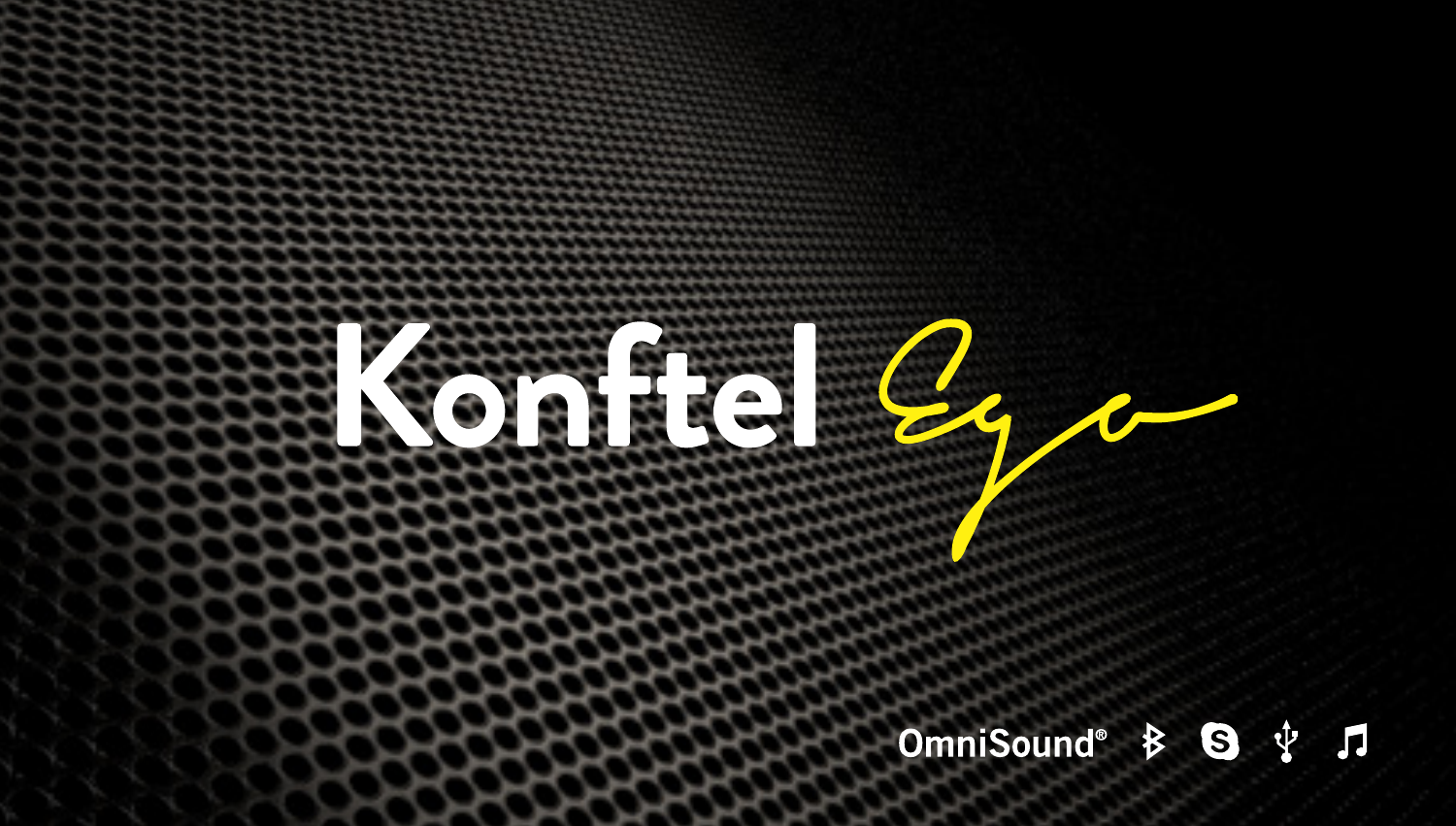# Konftel *Ego*

OmniSound®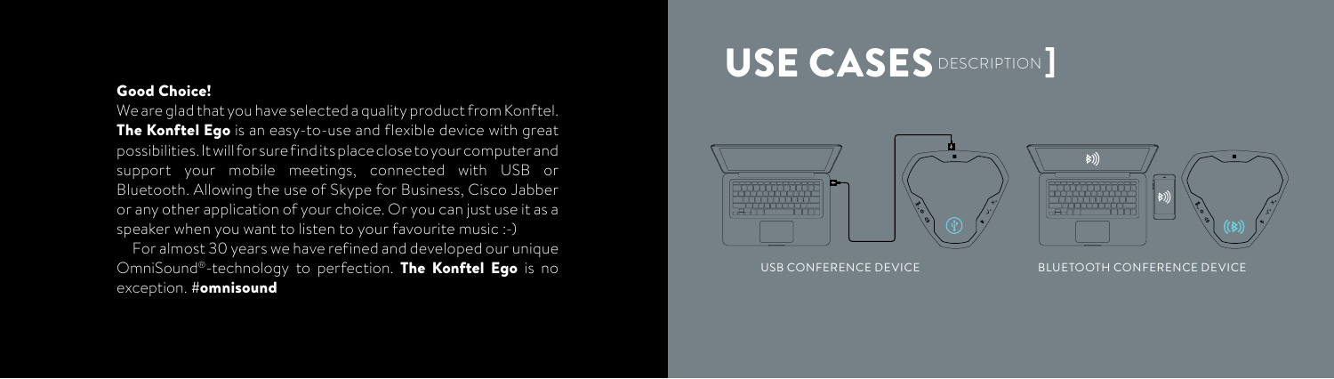**Good Choice!**

We are glad that you have selected a quality product from Konftel. **The Konftel Ego** is an easy-to-use and flexible device with great possibilities. It will for sure find its place close to your computer and support your mobile meetings, connected with USB or Bluetooth. Allowing the use of Skype for Business, Cisco Jabber or any other application of your choice. Or you can just use it as a speaker when you want to listen to your favourite music :-)

For almost 30 years we have refined and developed our unique OmniSound®-technology to perfection. **The Konftel Ego** is no exception. #**omnisound**

# USE CASES DESCRIPTION ]

USB CONFERENCE DEVICE

BLUETOOTH CONFERENCE DEVICE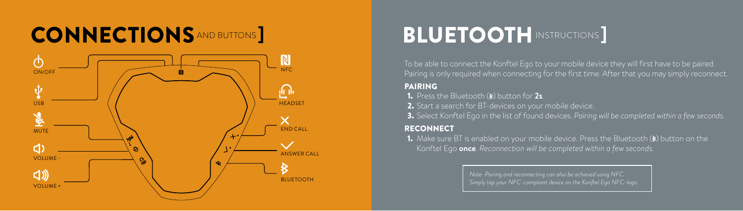# CONNECTIONS AND BUTTONS ]

- ON/OFF
- USB
- MUTE
- VOLUME -
- VOLUME +
- NFC
- HEADSET
- END CALL
- ANSWER CALL
- BLUETOOTH

# BLUETOOTH INSTRUCTIONS ]

To be able to connect the Konftel Ego to your mobile device they will first have to be paired. Pairing is only required when connecting for the first time. After that you may simply reconnect.

## PAIRING

1. Press the Bluetooth button for **2s**.
2. Start a search for BT-devices on your mobile device.
3. Select Konftel Ego in the list of found devices. *Pairing will be completed within a few seconds.*

## RECONNECT

1. Make sure BT is enabled on your mobile device. Press the Bluetooth button on the Konftel Ego **once**. *Reconnection will be completed within a few seconds.*

*Note: Pairing and reconnecting can also be achieved using NFC. Simply tap your NFC-compliant device on the Konftel Ego NFC-logo.*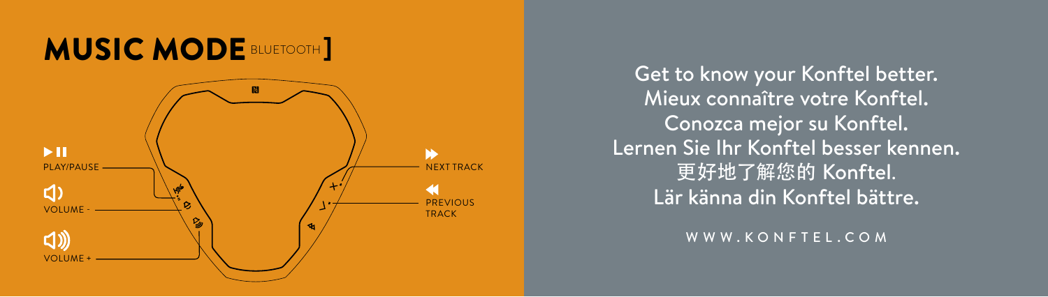# MUSIC MODE BLUETOOTH ]

▶❚❚
PLAY/PAUSE

VOLUME -

VOLUME +

NEXT TRACK

PREVIOUS TRACK

Get to know your Konftel better.
Mieux connaître votre Konftel.
Conozca mejor su Konftel.
Lernen Sie Ihr Konftel besser kennen.
更好地了解您的 Konftel.
Lär känna din Konftel bättre.

WWW.KONFTEL.COM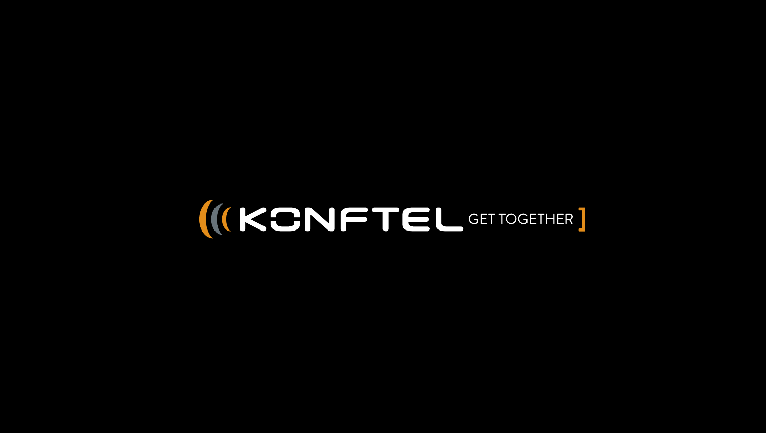KONFTEL GET TOGETHER